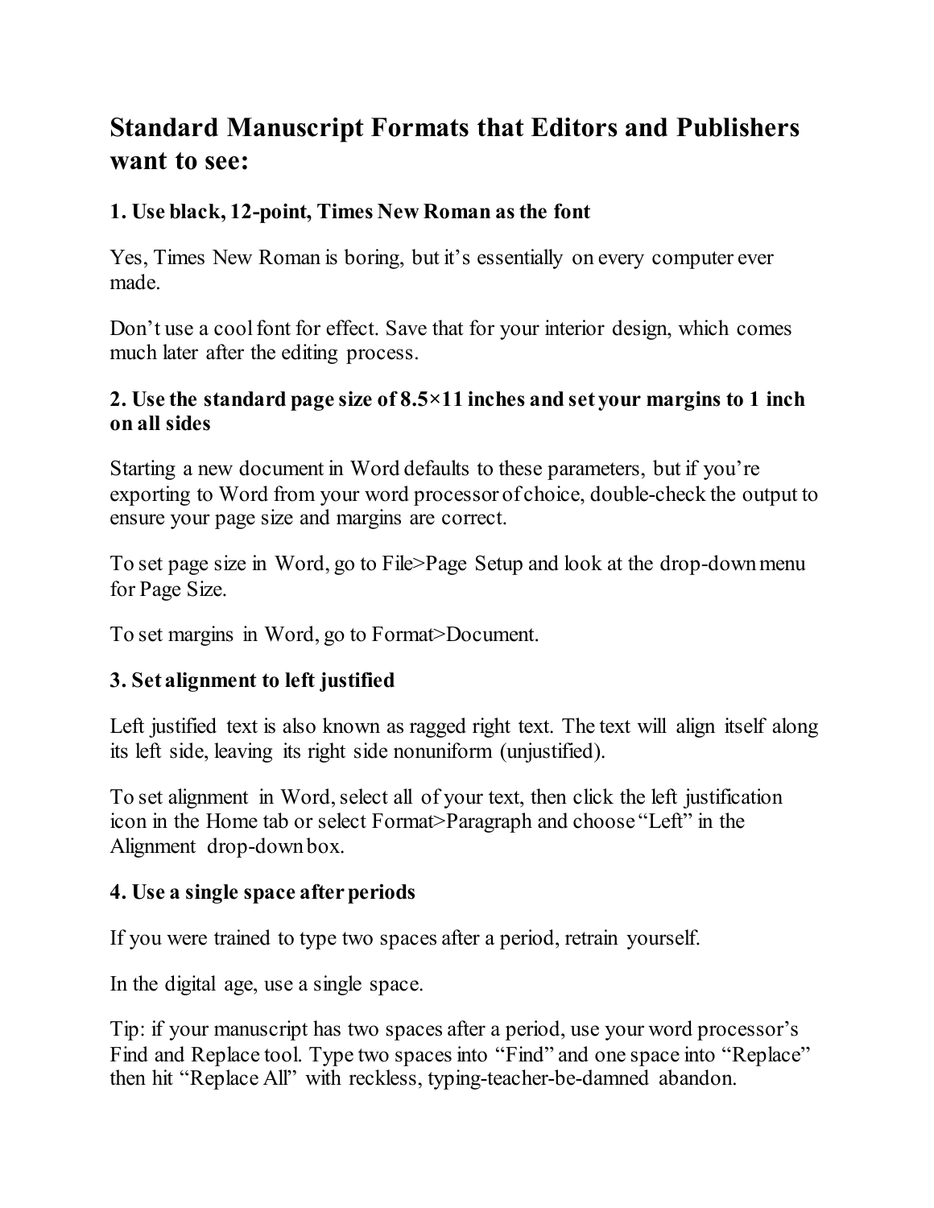# Standard Manuscript Formats that Editors and Publishers want to see:

### 1. Use black, 12-point, Times New Roman as the font

Yes, Times New Roman is boring, but it's essentially on every computer ever made.

Don't use a cool font for effect. Save that for your interior design, which comes much later after the editing process.

### 2. Use the standard page size of 8.5×11 inches and set your margins to 1 inch on all sides

Starting a new document in Word defaults to these parameters, but if you're exporting to Word from your word processor of choice, double-check the output to ensure your page size and margins are correct.

To set page size in Word, go to File>Page Setup and look at the drop-down menu for Page Size.

To set margins in Word, go to Format>Document.

### 3. Set alignment to left justified

Left justified text is also known as ragged right text. The text will align itself along its left side, leaving its right side nonuniform (unjustified).

To set alignment in Word, select all of your text, then click the left justification icon in the Home tab or select Format>Paragraph and choose "Left" in the Alignment drop-down box.

### 4. Use a single space after periods

If you were trained to type two spaces after a period, retrain yourself.

In the digital age, use a single space.

Tip: if your manuscript has two spaces after a period, use your word processor's Find and Replace tool. Type two spaces into "Find" and one space into "Replace" then hit "Replace All" with reckless, typing-teacher-be-damned abandon.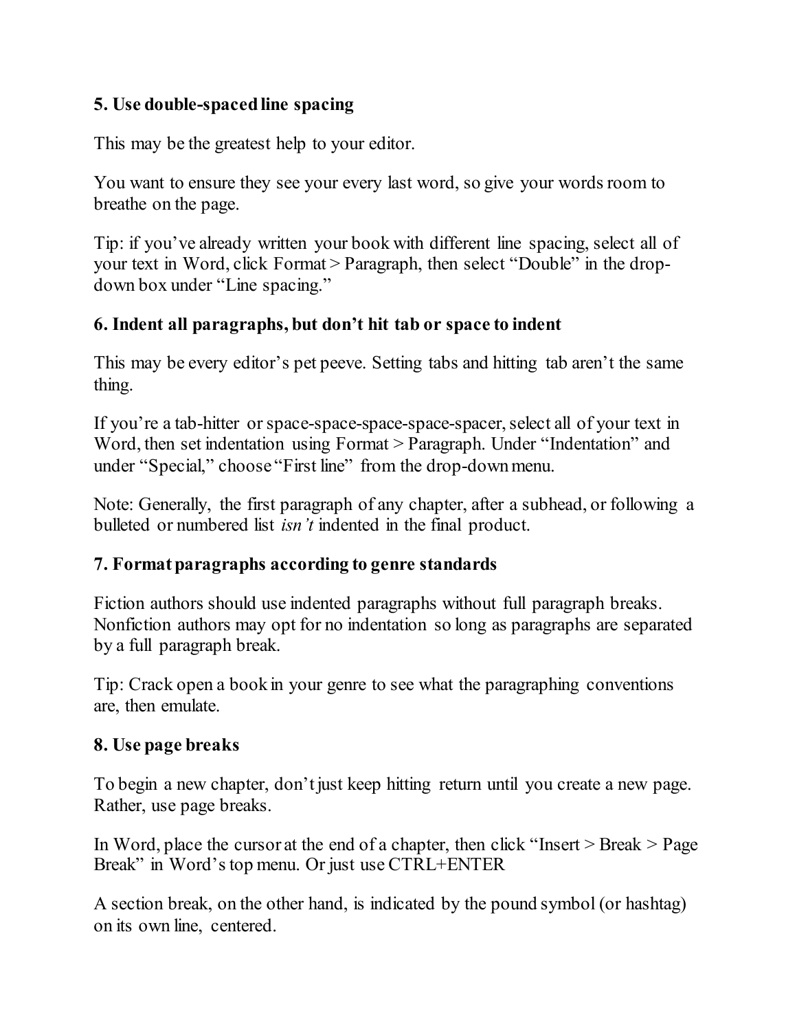**5. Use double-spaced line spacing**

This may be the greatest help to your editor.

You want to ensure they see your every last word, so give your words room to breathe on the page.

Tip: if you've already written your book with different line spacing, select all of your text in Word, click Format > Paragraph, then select "Double" in the drop-down box under "Line spacing."

**6. Indent all paragraphs, but don't hit tab or space to indent**

This may be every editor's pet peeve. Setting tabs and hitting tab aren't the same thing.

If you're a tab-hitter or space-space-space-space-spacer, select all of your text in Word, then set indentation using Format > Paragraph. Under "Indentation" and under "Special," choose "First line" from the drop-down menu.

Note: Generally, the first paragraph of any chapter, after a subhead, or following a bulleted or numbered list *isn't* indented in the final product.

**7. Format paragraphs according to genre standards**

Fiction authors should use indented paragraphs without full paragraph breaks. Nonfiction authors may opt for no indentation so long as paragraphs are separated by a full paragraph break.

Tip: Crack open a book in your genre to see what the paragraphing conventions are, then emulate.

**8. Use page breaks**

To begin a new chapter, don't just keep hitting return until you create a new page. Rather, use page breaks.

In Word, place the cursor at the end of a chapter, then click "Insert > Break > Page Break" in Word's top menu. Or just use CTRL+ENTER

A section break, on the other hand, is indicated by the pound symbol (or hashtag) on its own line, centered.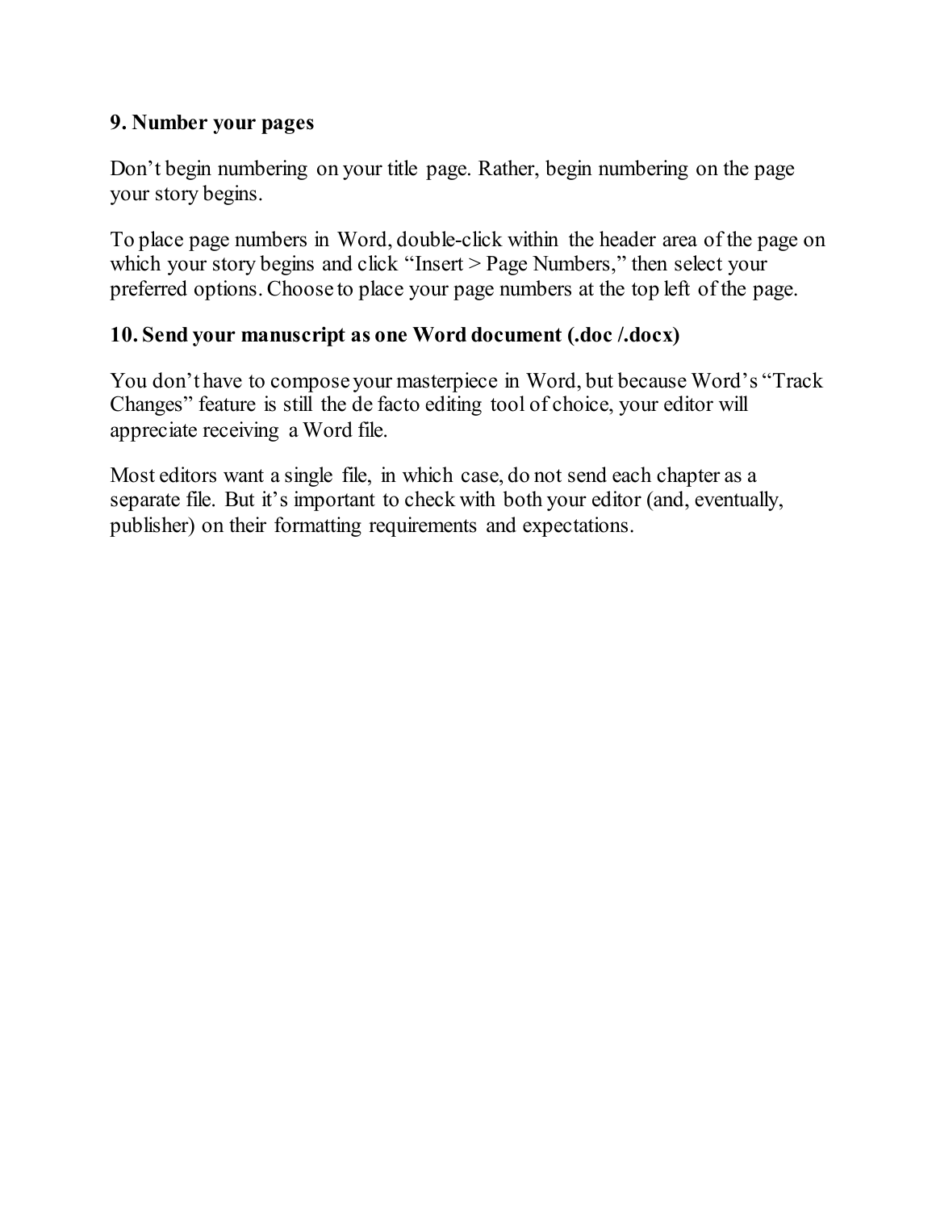**9. Number your pages**

Don't begin numbering on your title page. Rather, begin numbering on the page your story begins.

To place page numbers in Word, double-click within the header area of the page on which your story begins and click "Insert > Page Numbers," then select your preferred options. Choose to place your page numbers at the top left of the page.

**10. Send your manuscript as one Word document (.doc /.docx)**

You don't have to compose your masterpiece in Word, but because Word's "Track Changes" feature is still the de facto editing tool of choice, your editor will appreciate receiving a Word file.

Most editors want a single file, in which case, do not send each chapter as a separate file. But it's important to check with both your editor (and, eventually, publisher) on their formatting requirements and expectations.